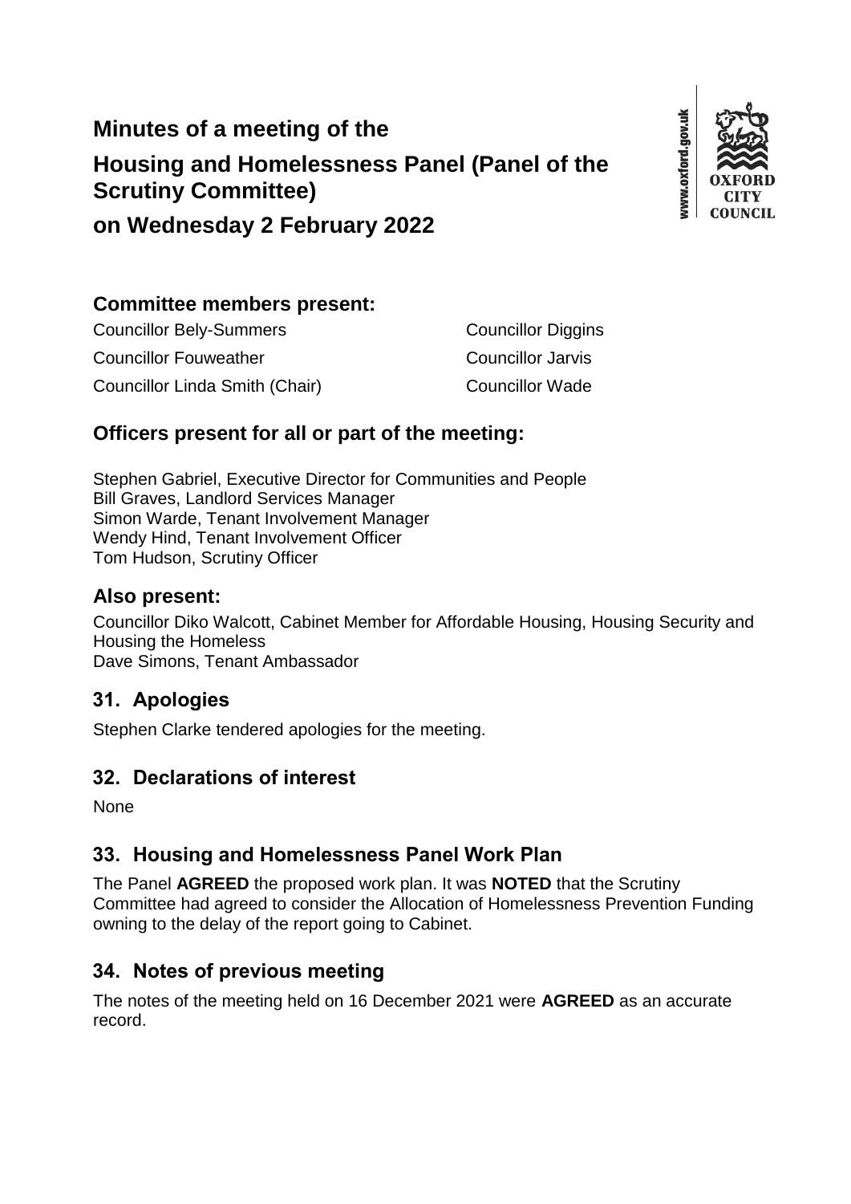# Minutes of a meeting of the Housing and Homelessness Panel (Panel of the Scrutiny Committee) on Wednesday 2 February 2022

## Committee members present:

Councillor Bely-Summers
Councillor Diggins
Councillor Fouweather
Councillor Jarvis
Councillor Linda Smith (Chair)
Councillor Wade

## Officers present for all or part of the meeting:

Stephen Gabriel, Executive Director for Communities and People
Bill Graves, Landlord Services Manager
Simon Warde, Tenant Involvement Manager
Wendy Hind, Tenant Involvement Officer
Tom Hudson, Scrutiny Officer

## Also present:

Councillor Diko Walcott, Cabinet Member for Affordable Housing, Housing Security and Housing the Homeless
Dave Simons, Tenant Ambassador

## 31. Apologies

Stephen Clarke tendered apologies for the meeting.

## 32. Declarations of interest

None

## 33. Housing and Homelessness Panel Work Plan

The Panel **AGREED** the proposed work plan. It was **NOTED** that the Scrutiny Committee had agreed to consider the Allocation of Homelessness Prevention Funding owning to the delay of the report going to Cabinet.

## 34. Notes of previous meeting

The notes of the meeting held on 16 December 2021 were **AGREED** as an accurate record.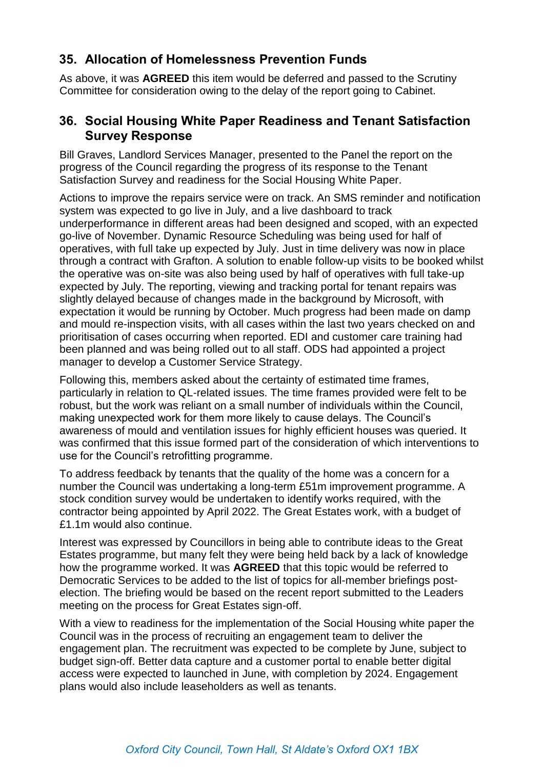## 35. Allocation of Homelessness Prevention Funds

As above, it was **AGREED** this item would be deferred and passed to the Scrutiny Committee for consideration owing to the delay of the report going to Cabinet.

## 36. Social Housing White Paper Readiness and Tenant Satisfaction Survey Response

Bill Graves, Landlord Services Manager, presented to the Panel the report on the progress of the Council regarding the progress of its response to the Tenant Satisfaction Survey and readiness for the Social Housing White Paper.

Actions to improve the repairs service were on track. An SMS reminder and notification system was expected to go live in July, and a live dashboard to track underperformance in different areas had been designed and scoped, with an expected go-live of November. Dynamic Resource Scheduling was being used for half of operatives, with full take up expected by July. Just in time delivery was now in place through a contract with Grafton. A solution to enable follow-up visits to be booked whilst the operative was on-site was also being used by half of operatives with full take-up expected by July. The reporting, viewing and tracking portal for tenant repairs was slightly delayed because of changes made in the background by Microsoft, with expectation it would be running by October. Much progress had been made on damp and mould re-inspection visits, with all cases within the last two years checked on and prioritisation of cases occurring when reported. EDI and customer care training had been planned and was being rolled out to all staff. ODS had appointed a project manager to develop a Customer Service Strategy.

Following this, members asked about the certainty of estimated time frames, particularly in relation to QL-related issues. The time frames provided were felt to be robust, but the work was reliant on a small number of individuals within the Council, making unexpected work for them more likely to cause delays. The Council's awareness of mould and ventilation issues for highly efficient houses was queried. It was confirmed that this issue formed part of the consideration of which interventions to use for the Council's retrofitting programme.

To address feedback by tenants that the quality of the home was a concern for a number the Council was undertaking a long-term £51m improvement programme. A stock condition survey would be undertaken to identify works required, with the contractor being appointed by April 2022. The Great Estates work, with a budget of £1.1m would also continue.

Interest was expressed by Councillors in being able to contribute ideas to the Great Estates programme, but many felt they were being held back by a lack of knowledge how the programme worked. It was **AGREED** that this topic would be referred to Democratic Services to be added to the list of topics for all-member briefings post-election. The briefing would be based on the recent report submitted to the Leaders meeting on the process for Great Estates sign-off.

With a view to readiness for the implementation of the Social Housing white paper the Council was in the process of recruiting an engagement team to deliver the engagement plan. The recruitment was expected to be complete by June, subject to budget sign-off. Better data capture and a customer portal to enable better digital access were expected to launched in June, with completion by 2024. Engagement plans would also include leaseholders as well as tenants.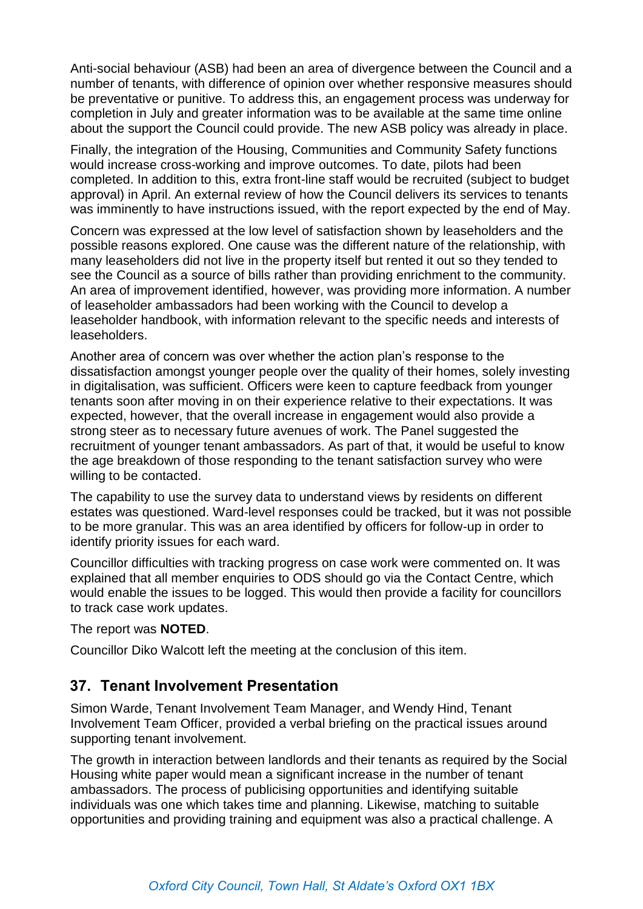Anti-social behaviour (ASB) had been an area of divergence between the Council and a number of tenants, with difference of opinion over whether responsive measures should be preventative or punitive. To address this, an engagement process was underway for completion in July and greater information was to be available at the same time online about the support the Council could provide. The new ASB policy was already in place.

Finally, the integration of the Housing, Communities and Community Safety functions would increase cross-working and improve outcomes. To date, pilots had been completed. In addition to this, extra front-line staff would be recruited (subject to budget approval) in April. An external review of how the Council delivers its services to tenants was imminently to have instructions issued, with the report expected by the end of May.

Concern was expressed at the low level of satisfaction shown by leaseholders and the possible reasons explored. One cause was the different nature of the relationship, with many leaseholders did not live in the property itself but rented it out so they tended to see the Council as a source of bills rather than providing enrichment to the community. An area of improvement identified, however, was providing more information. A number of leaseholder ambassadors had been working with the Council to develop a leaseholder handbook, with information relevant to the specific needs and interests of leaseholders.

Another area of concern was over whether the action plan's response to the dissatisfaction amongst younger people over the quality of their homes, solely investing in digitalisation, was sufficient. Officers were keen to capture feedback from younger tenants soon after moving in on their experience relative to their expectations. It was expected, however, that the overall increase in engagement would also provide a strong steer as to necessary future avenues of work. The Panel suggested the recruitment of younger tenant ambassadors. As part of that, it would be useful to know the age breakdown of those responding to the tenant satisfaction survey who were willing to be contacted.

The capability to use the survey data to understand views by residents on different estates was questioned. Ward-level responses could be tracked, but it was not possible to be more granular. This was an area identified by officers for follow-up in order to identify priority issues for each ward.

Councillor difficulties with tracking progress on case work were commented on. It was explained that all member enquiries to ODS should go via the Contact Centre, which would enable the issues to be logged. This would then provide a facility for councillors to track case work updates.

The report was **NOTED**.

Councillor Diko Walcott left the meeting at the conclusion of this item.

## 37. Tenant Involvement Presentation

Simon Warde, Tenant Involvement Team Manager, and Wendy Hind, Tenant Involvement Team Officer, provided a verbal briefing on the practical issues around supporting tenant involvement.

The growth in interaction between landlords and their tenants as required by the Social Housing white paper would mean a significant increase in the number of tenant ambassadors. The process of publicising opportunities and identifying suitable individuals was one which takes time and planning. Likewise, matching to suitable opportunities and providing training and equipment was also a practical challenge. A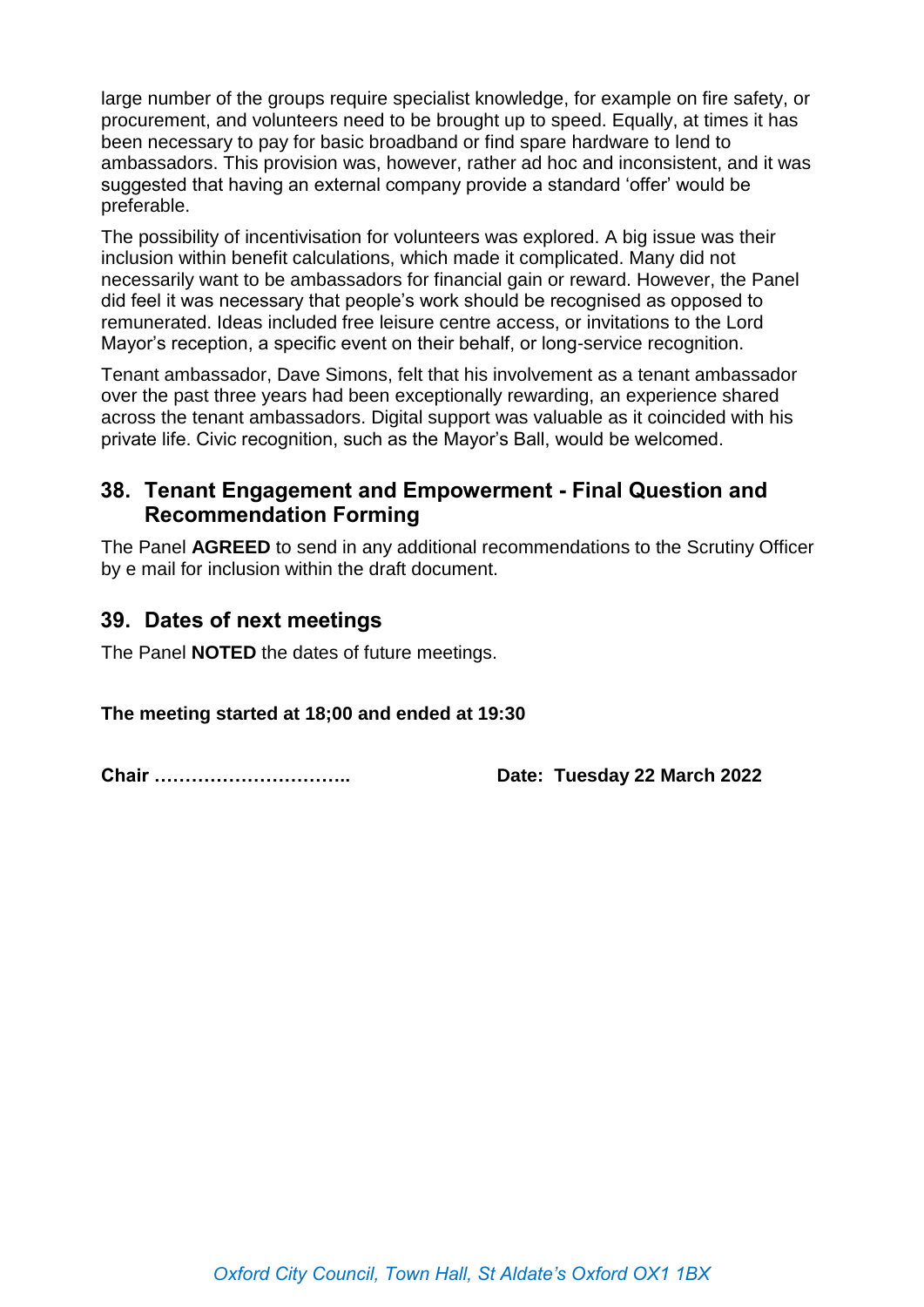large number of the groups require specialist knowledge, for example on fire safety, or procurement, and volunteers need to be brought up to speed. Equally, at times it has been necessary to pay for basic broadband or find spare hardware to lend to ambassadors. This provision was, however, rather ad hoc and inconsistent, and it was suggested that having an external company provide a standard 'offer' would be preferable.

The possibility of incentivisation for volunteers was explored. A big issue was their inclusion within benefit calculations, which made it complicated. Many did not necessarily want to be ambassadors for financial gain or reward. However, the Panel did feel it was necessary that people's work should be recognised as opposed to remunerated. Ideas included free leisure centre access, or invitations to the Lord Mayor's reception, a specific event on their behalf, or long-service recognition.

Tenant ambassador, Dave Simons, felt that his involvement as a tenant ambassador over the past three years had been exceptionally rewarding, an experience shared across the tenant ambassadors. Digital support was valuable as it coincided with his private life. Civic recognition, such as the Mayor's Ball, would be welcomed.

## 38. Tenant Engagement and Empowerment - Final Question and Recommendation Forming

The Panel **AGREED** to send in any additional recommendations to the Scrutiny Officer by e mail for inclusion within the draft document.

## 39. Dates of next meetings

The Panel **NOTED** the dates of future meetings.

**The meeting started at 18;00 and ended at 19:30**

**Chair …………………………..** **Date: Tuesday 22 March 2022**